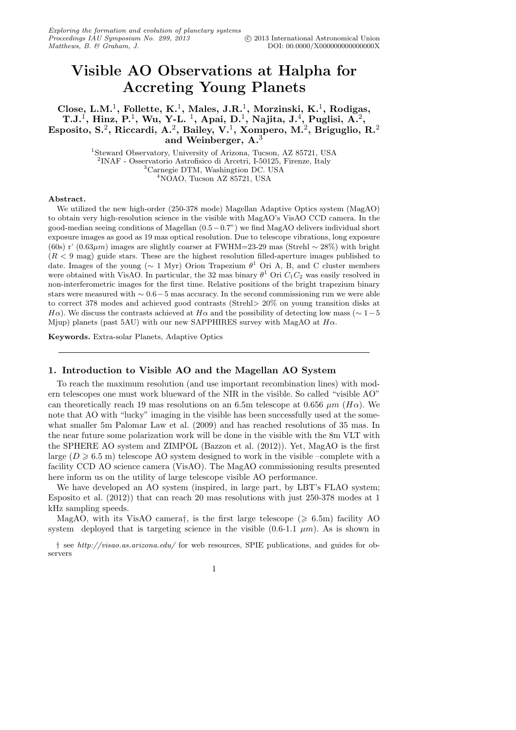# Visible AO Observations at Halpha for Accreting Young Planets

**Close, L.M.[1], Follette, K.[1], Males, J.R.[1], Morzinski, K.[1], Rodigas, T.J.[1], Hinz, P.[1], Wu, Y-L. [1], Apai, D.[1], Najita, J.[4], Puglisi, A.[2], Esposito, S.[2], Riccardi, A.[2], Bailey, V.[1], Xompero, M.[2], Briguglio, R.[2] and Weinberger, A.[3]**

[1]Steward Observatory, University of Arizona, Tucson, AZ 85721, USA
[2]INAF - Osservatorio Astrofisico di Arcetri, I-50125, Firenze, Italy
[3]Carnegie DTM, Washingtion DC. USA
[4]NOAO, Tucson AZ 85721, USA

**Abstract.**

We utilized the new high-order (250-378 mode) Magellan Adaptive Optics system (MagAO) to obtain very high-resolution science in the visible with MagAO's VisAO CCD camera. In the good-median seeing conditions of Magellan (0.5−0.7") we find MagAO delivers individual short exposure images as good as 19 mas optical resolution. Due to telescope vibrations, long exposure (60s) r' (0.63$\mu m$) images are slightly coarser at FWHM=23-29 mas (Strehl ∼ 28%) with bright ($R < 9$ mag) guide stars. These are the highest resolution filled-aperture images published to date. Images of the young (∼ 1 Myr) Orion Trapezium $\theta^1$ Ori A, B, and C cluster members were obtained with VisAO. In particular, the 32 mas binary $\theta^1$ Ori $C_1C_2$ was easily resolved in non-interferometric images for the first time. Relative positions of the bright trapezium binary stars were measured with ∼ 0.6 − 5 mas accuracy. In the second commissioning run we were able to correct 378 modes and achieved good contrasts (Strehl> 20% on young transition disks at $H\alpha$). We discuss the contrasts achieved at $H\alpha$ and the possibility of detecting low mass (∼ 1 − 5 Mjup) planets (past 5AU) with our new SAPPHIRES survey with MagAO at $H\alpha$.

**Keywords.** Extra-solar Planets, Adaptive Optics

## 1. Introduction to Visible AO and the Magellan AO System

To reach the maximum resolution (and use important recombination lines) with modern telescopes one must work blueward of the NIR in the visible. So called "visible AO" can theoretically reach 19 mas resolutions on an 6.5m telescope at 0.656 $\mu m$ ($H\alpha$). We note that AO with "lucky" imaging in the visible has been successfully used at the somewhat smaller 5m Palomar Law et al. (2009) and has reached resolutions of 35 mas. In the near future some polarization work will be done in the visible with the 8m VLT with the SPHERE AO system and ZIMPOL (Bazzon et al. (2012)). Yet, MagAO is the first large ($D \geqslant 6.5$ m) telescope AO system designed to work in the visible –complete with a facility CCD AO science camera (VisAO). The MagAO commissioning results presented here inform us on the utility of large telescope visible AO performance.

We have developed an AO system (inspired, in large part, by LBT's FLAO system; Esposito et al. (2012)) that can reach 20 mas resolutions with just 250-378 modes at 1 kHz sampling speeds.

MagAO, with its VisAO camera†, is the first large telescope (⩾ 6.5m) facility AO system deployed that is targeting science in the visible (0.6-1.1 $\mu m$). As is shown in

† see *http://visao.as.arizona.edu/* for web resources, SPIE publications, and guides for observers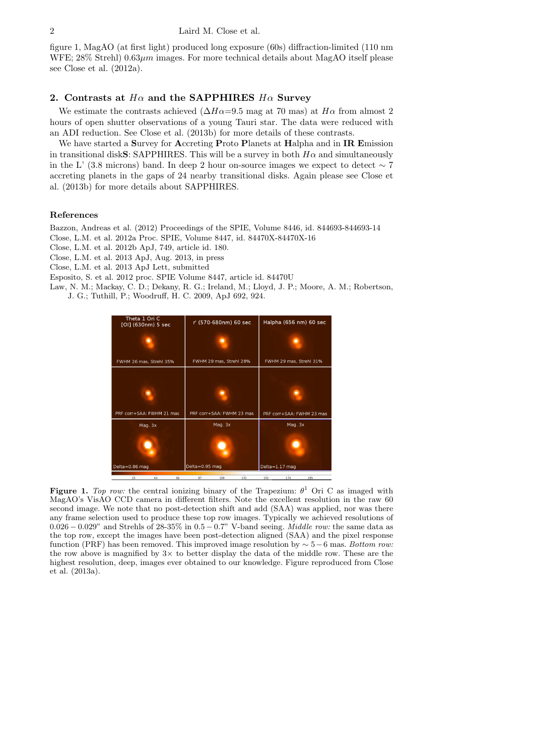figure 1, MagAO (at first light) produced long exposure (60s) diffraction-limited (110 nm WFE; 28% Strehl) $0.63\mu m$ images. For more technical details about MagAO itself please see Close et al. (2012a).

## 2. Contrasts at $H\alpha$ and the SAPPHIRES $H\alpha$ Survey

We estimate the contrasts achieved ($\Delta H\alpha$=9.5 mag at 70 mas) at $H\alpha$ from almost 2 hours of open shutter observations of a young Tauri star. The data were reduced with an ADI reduction. See Close et al. (2013b) for more details of these contrasts.

We have started a **S**urvey for **A**ccreting **P**roto **P**lanets at **H**alpha and in **IR** **E**mission in transitional disk**S**: SAPPHIRES. This will be a survey in both $H\alpha$ and simultaneously in the L' (3.8 microns) band. In deep 2 hour on-source images we expect to detect $\sim 7$ accreting planets in the gaps of 24 nearby transitional disks. Again please see Close et al. (2013b) for more details about SAPPHIRES.

### References

Bazzon, Andreas et al. (2012) Proceedings of the SPIE, Volume 8446, id. 844693-844693-14

Close, L.M. et al. 2012a Proc. SPIE, Volume 8447, id. 84470X-84470X-16

Close, L.M. et al. 2012b ApJ, 749, article id. 180.

Close, L.M. et al. 2013 ApJ, Aug. 2013, in press

Close, L.M. et al. 2013 ApJ Lett, submitted

Esposito, S. et al. 2012 proc. SPIE Volume 8447, article id. 84470U

Law, N. M.; Mackay, C. D.; Dekany, R. G.; Ireland, M.; Lloyd, J. P.; Moore, A. M.; Robertson, J. G.; Tuthill, P.; Woodruff, H. C. 2009, ApJ 692, 924.

Theta 1 Ori C [OI] (630nm) 5 sec
r' (570-680nm) 60 sec
Halpha (656 nm) 60 sec
FWHM 26 mas, Strehl 35%
FWHM 29 mas, Strehl 28%
FWHM 29 mas, Strehl 31%
PRF corr+SAA: FWHM 21 mas
PRF corr+SAA: FWHM 23 mas
PRF corr+SAA: FWHM 23 mas
Mag. 3x
Mag. 3x
Mag. 3x
Delta=0.86 mag
Delta=0.95 mag
Delta=1.17 mag
23 44 66 87 109 131 152 174 195

**Figure 1.** *Top row:* the central ionizing binary of the Trapezium: $\theta^1$ Ori C as imaged with MagAO's VisAO CCD camera in different filters. Note the excellent resolution in the raw 60 second image. We note that no post-detection shift and add (SAA) was applied, nor was there any frame selection used to produce these top row images. Typically we achieved resolutions of $0.026 - 0.029$" and Strehls of 28-35% in $0.5 - 0.7$" V-band seeing. *Middle row:* the same data as the top row, except the images have been post-detection aligned (SAA) and the pixel response function (PRF) has been removed. This improved image resolution by $\sim 5-6$ mas. *Bottom row:* the row above is magnified by $3\times$ to better display the data of the middle row. These are the highest resolution, deep, images ever obtained to our knowledge. Figure reproduced from Close et al. (2013a).